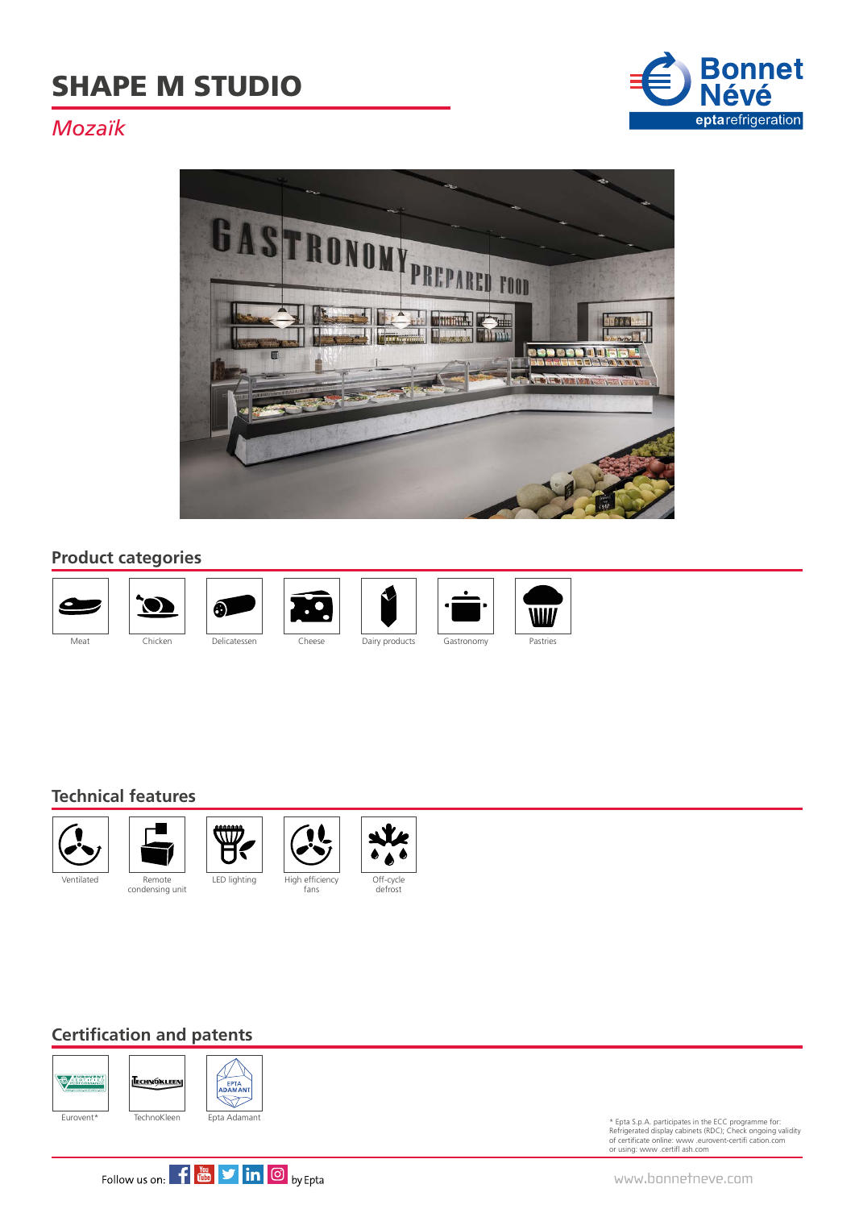# SHAPE M STUDIO

*Mozaïk*

## Product categories

Meat

Chicken

Delicatessen

Cheese

Dairy products

Gastronomy

Pastries

## Technical features

Ventilated

Remote condensing unit

LED lighting

High efficiency fans

Off-cycle defrost

## Certification and patents

Eurovent*

TechnoKleen

Epta Adamant

\* Epta S.p.A. participates in the ECC programme for: Refrigerated display cabinets (RDC); Check ongoing validity of certificate online: www .eurovent-certifi cation.com or using: www .certifl ash.com

Follow us on: by Epta

www.bonnetneve.com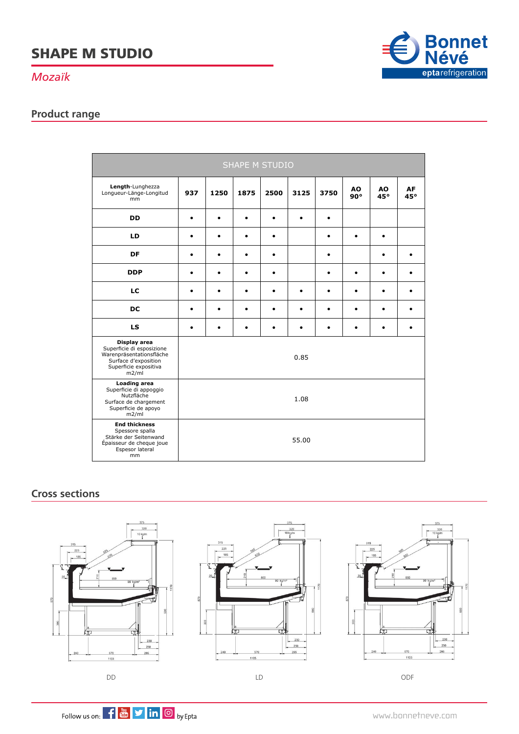# SHAPE M STUDIO

*Mozaïk*

## Product range

| SHAPE M STUDIO | | | | | | | | | |
|---|---|---|---|---|---|---|---|---|---|
| **Length**-Lunghezza Longueur-Länge-Longitud mm | **937** | **1250** | **1875** | **2500** | **3125** | **3750** | **AO 90°** | **AO 45°** | **AF 45°** |
| **DD** | • | • | • | • | • | • | | | |
| **LD** | • | • | • | • | | • | • | • | |
| **DF** | • | • | • | • | | • | | • | • |
| **DDP** | • | • | • | • | | • | • | • | • |
| **LC** | • | • | • | • | • | • | • | • | • |
| **DC** | • | • | • | • | • | • | • | • | • |
| **LS** | • | • | • | • | • | • | • | • | • |
| **Display area** Superficie di esposizione Warenpräsentationsfläche Surface d'exposition Superficie expositiva m2/ml | 0.85 | | | | | | | | |
| **Loading area** Superficie di appoggio Nutzfläche Surface de chargement Superficie de apoyo m2/ml | 1.08 | | | | | | | | |
| **End thickness** Spessore spalla Stärke der Seitenwand Épaisseur de cheque joue Espesor lateral mm | 55.00 | | | | | | | | |

## Cross sections

DD

LD

ODF

Follow us on: by Epta

www.bonnetneve.com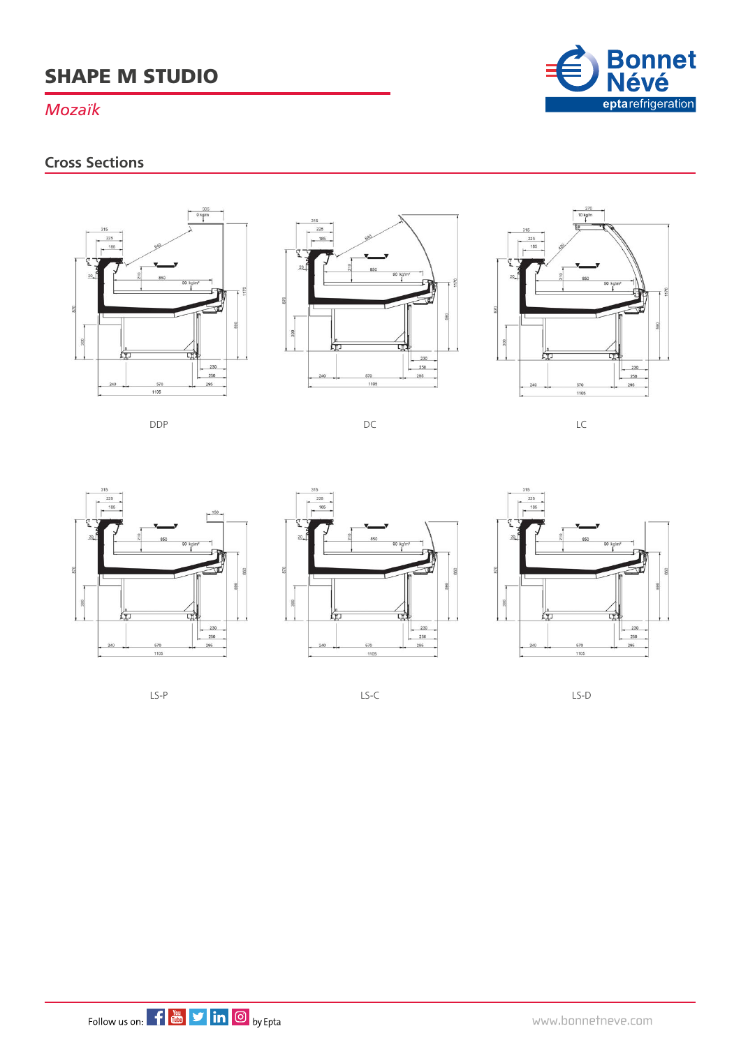# SHAPE M STUDIO

*Mozaïk*

## Cross Sections

DDP

DC

LC

LS-P

LS-C

LS-D

Follow us on: by Epta

www.bonnetneve.com